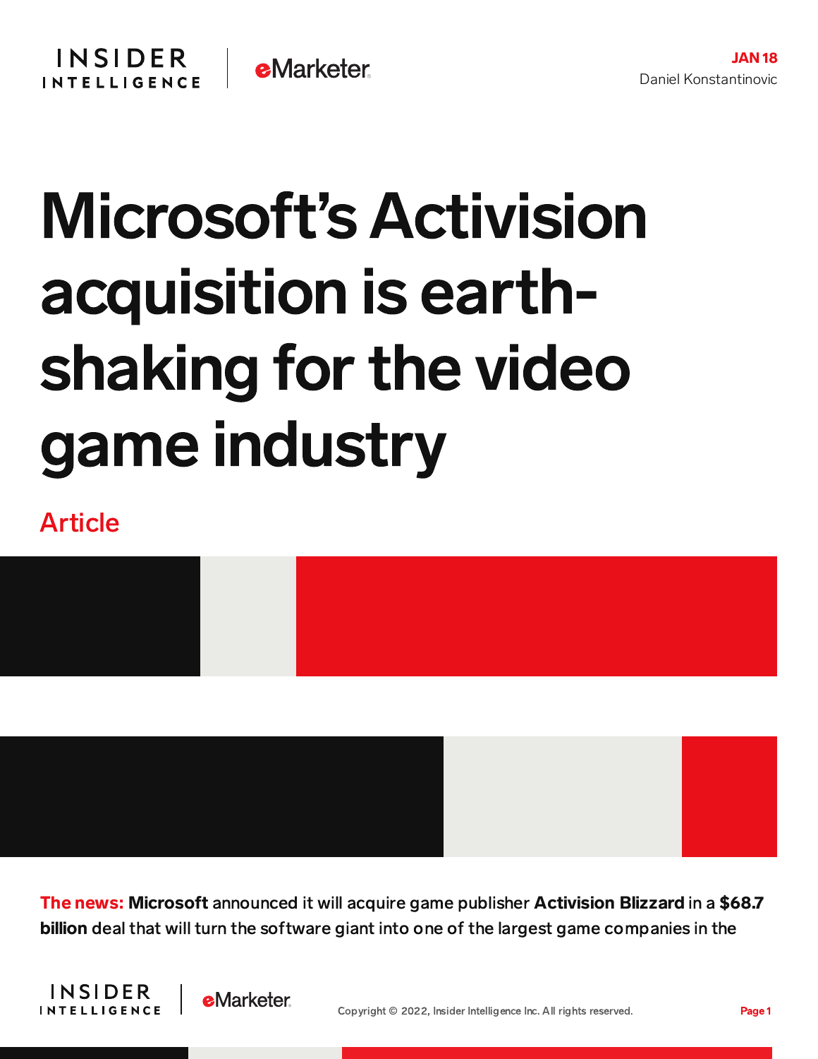JAN 18

Daniel Konstantinovic

# Microsoft's Activision acquisition is earth-shaking for the video game industry

Article

**The news:** **Microsoft** announced it will acquire game publisher **Activision Blizzard** in a **$68.7 billion** deal that will turn the software giant into one of the largest game companies in the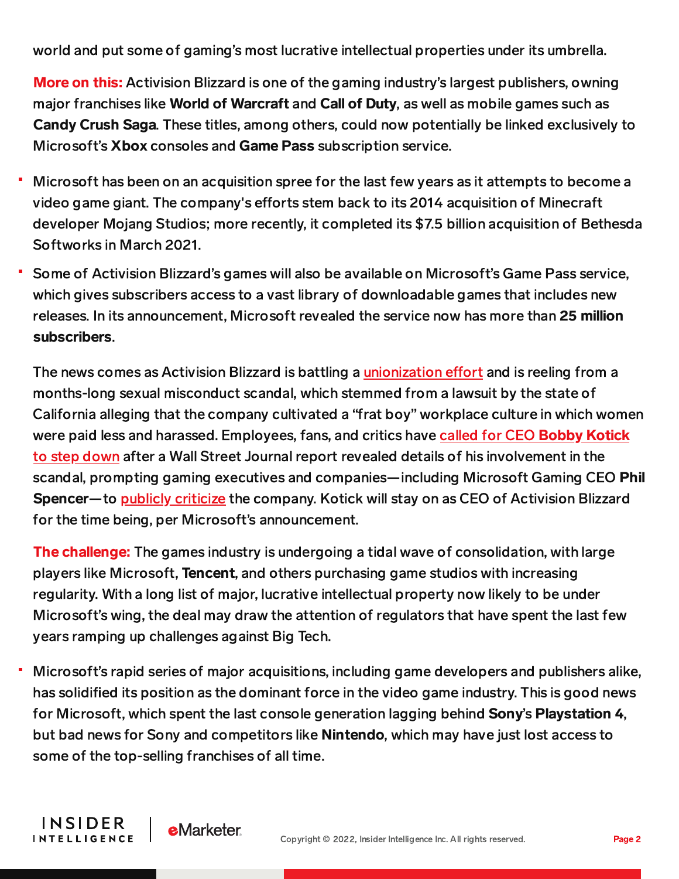world and put some of gaming's most lucrative intellectual properties under its umbrella.

**More on this:** Activision Blizzard is one of the gaming industry's largest publishers, owning major franchises like **World of Warcraft** and **Call of Duty**, as well as mobile games such as **Candy Crush Saga**. These titles, among others, could now potentially be linked exclusively to Microsoft's **Xbox** consoles and **Game Pass** subscription service.

- Microsoft has been on an acquisition spree for the last few years as it attempts to become a video game giant. The company's efforts stem back to its 2014 acquisition of Minecraft developer Mojang Studios; more recently, it completed its $7.5 billion acquisition of Bethesda Softworks in March 2021.
- Some of Activision Blizzard's games will also be available on Microsoft's Game Pass service, which gives subscribers access to a vast library of downloadable games that includes new releases. In its announcement, Microsoft revealed the service now has more than **25 million subscribers**.

The news comes as Activision Blizzard is battling a unionization effort and is reeling from a months-long sexual misconduct scandal, which stemmed from a lawsuit by the state of California alleging that the company cultivated a "frat boy" workplace culture in which women were paid less and harassed. Employees, fans, and critics have called for CEO **Bobby Kotick** to step down after a Wall Street Journal report revealed details of his involvement in the scandal, prompting gaming executives and companies—including Microsoft Gaming CEO **Phil Spencer**—to publicly criticize the company. Kotick will stay on as CEO of Activision Blizzard for the time being, per Microsoft's announcement.

**The challenge:** The games industry is undergoing a tidal wave of consolidation, with large players like Microsoft, **Tencent**, and others purchasing game studios with increasing regularity. With a long list of major, lucrative intellectual property now likely to be under Microsoft's wing, the deal may draw the attention of regulators that have spent the last few years ramping up challenges against Big Tech.

- Microsoft's rapid series of major acquisitions, including game developers and publishers alike, has solidified its position as the dominant force in the video game industry. This is good news for Microsoft, which spent the last console generation lagging behind **Sony**'s **Playstation 4**, but bad news for Sony and competitors like **Nintendo**, which may have just lost access to some of the top-selling franchises of all time.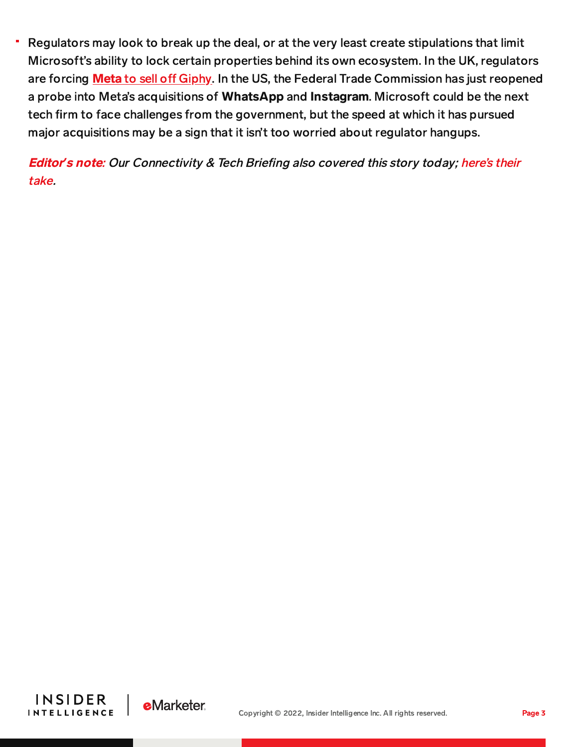- Regulators may look to break up the deal, or at the very least create stipulations that limit Microsoft's ability to lock certain properties behind its own ecosystem. In the UK, regulators are forcing **Meta** to sell off Giphy. In the US, the Federal Trade Commission has just reopened a probe into Meta's acquisitions of **WhatsApp** and **Instagram**. Microsoft could be the next tech firm to face challenges from the government, but the speed at which it has pursued major acquisitions may be a sign that it isn't too worried about regulator hangups.

***Editor's note:*** *Our Connectivity & Tech Briefing also covered this story today; here's their take.*